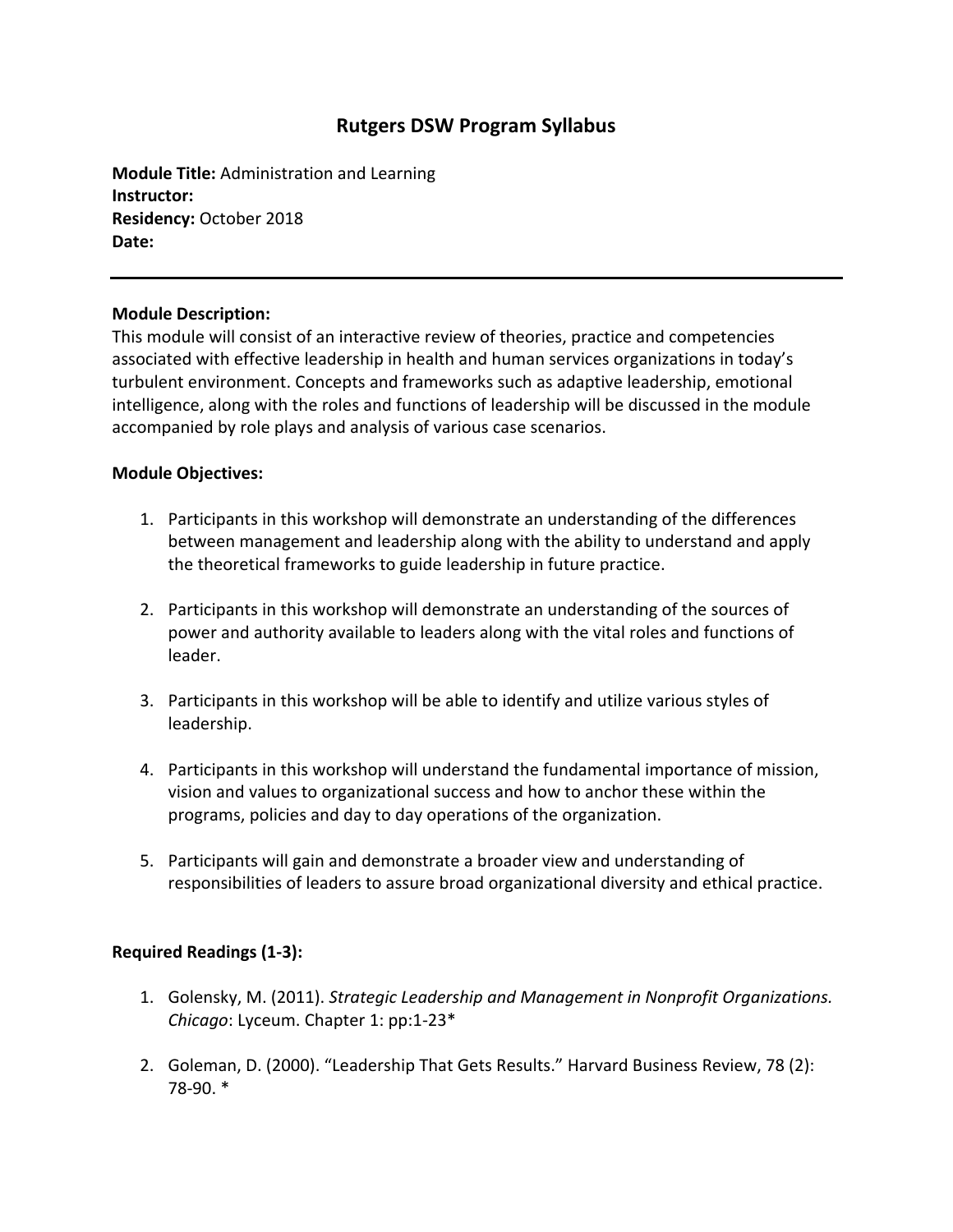# Rutgers DSW Program Syllabus

**Module Title:** Administration and Learning
**Instructor:**
**Residency:** October 2018
**Date:**

---

**Module Description:**
This module will consist of an interactive review of theories, practice and competencies associated with effective leadership in health and human services organizations in today's turbulent environment. Concepts and frameworks such as adaptive leadership, emotional intelligence, along with the roles and functions of leadership will be discussed in the module accompanied by role plays and analysis of various case scenarios.

**Module Objectives:**

1. Participants in this workshop will demonstrate an understanding of the differences between management and leadership along with the ability to understand and apply the theoretical frameworks to guide leadership in future practice.

2. Participants in this workshop will demonstrate an understanding of the sources of power and authority available to leaders along with the vital roles and functions of leader.

3. Participants in this workshop will be able to identify and utilize various styles of leadership.

4. Participants in this workshop will understand the fundamental importance of mission, vision and values to organizational success and how to anchor these within the programs, policies and day to day operations of the organization.

5. Participants will gain and demonstrate a broader view and understanding of responsibilities of leaders to assure broad organizational diversity and ethical practice.

**Required Readings (1-3):**

1. Golensky, M. (2011). *Strategic Leadership and Management in Nonprofit Organizations. Chicago*: Lyceum. Chapter 1: pp:1-23*

2. Goleman, D. (2000). "Leadership That Gets Results." Harvard Business Review, 78 (2): 78-90. *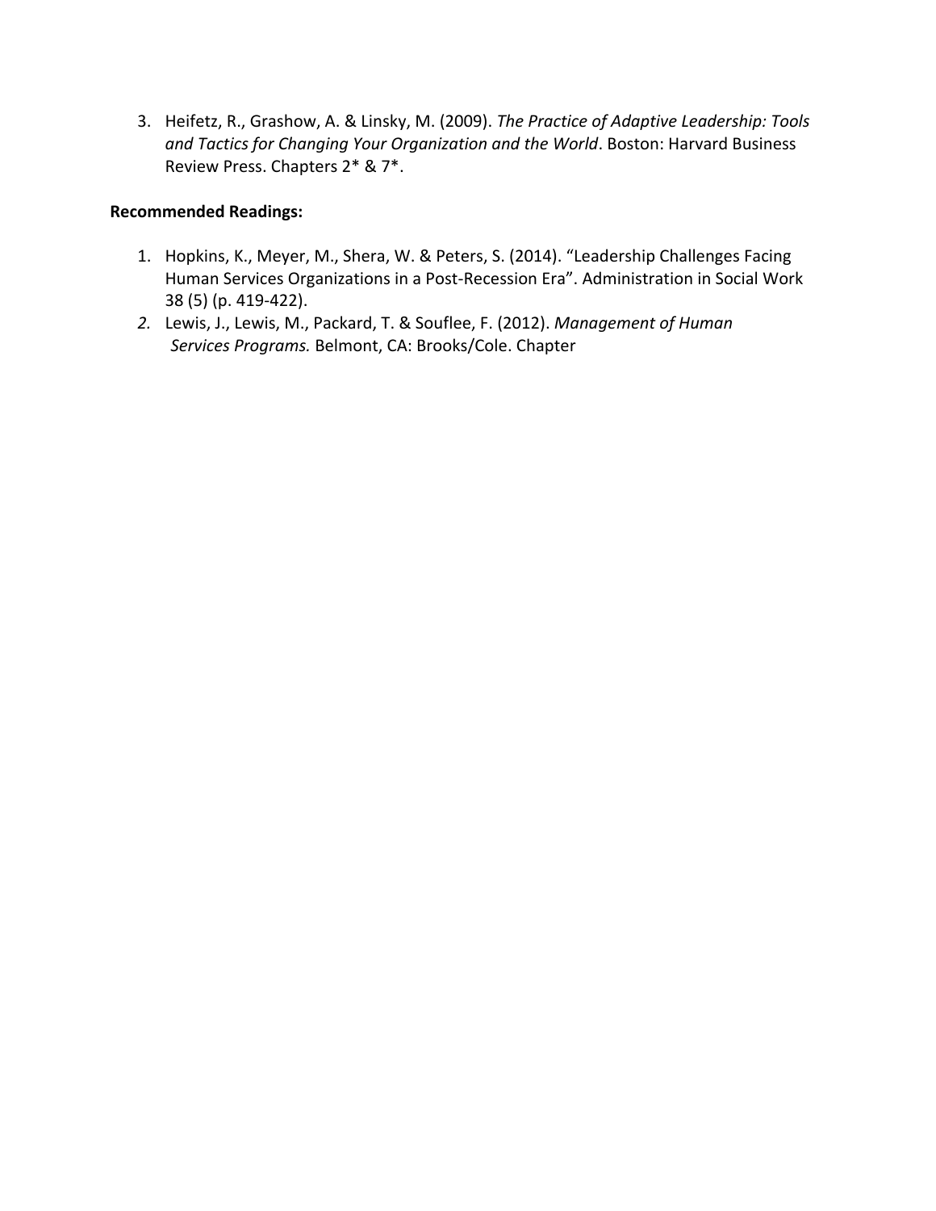3. Heifetz, R., Grashow, A. & Linsky, M. (2009). *The Practice of Adaptive Leadership: Tools and Tactics for Changing Your Organization and the World*. Boston: Harvard Business Review Press. Chapters 2* & 7*.

**Recommended Readings:**

1. Hopkins, K., Meyer, M., Shera, W. & Peters, S. (2014). "Leadership Challenges Facing Human Services Organizations in a Post-Recession Era". Administration in Social Work 38 (5) (p. 419-422).
2. Lewis, J., Lewis, M., Packard, T. & Souflee, F. (2012). *Management of Human Services Programs.* Belmont, CA: Brooks/Cole. Chapter